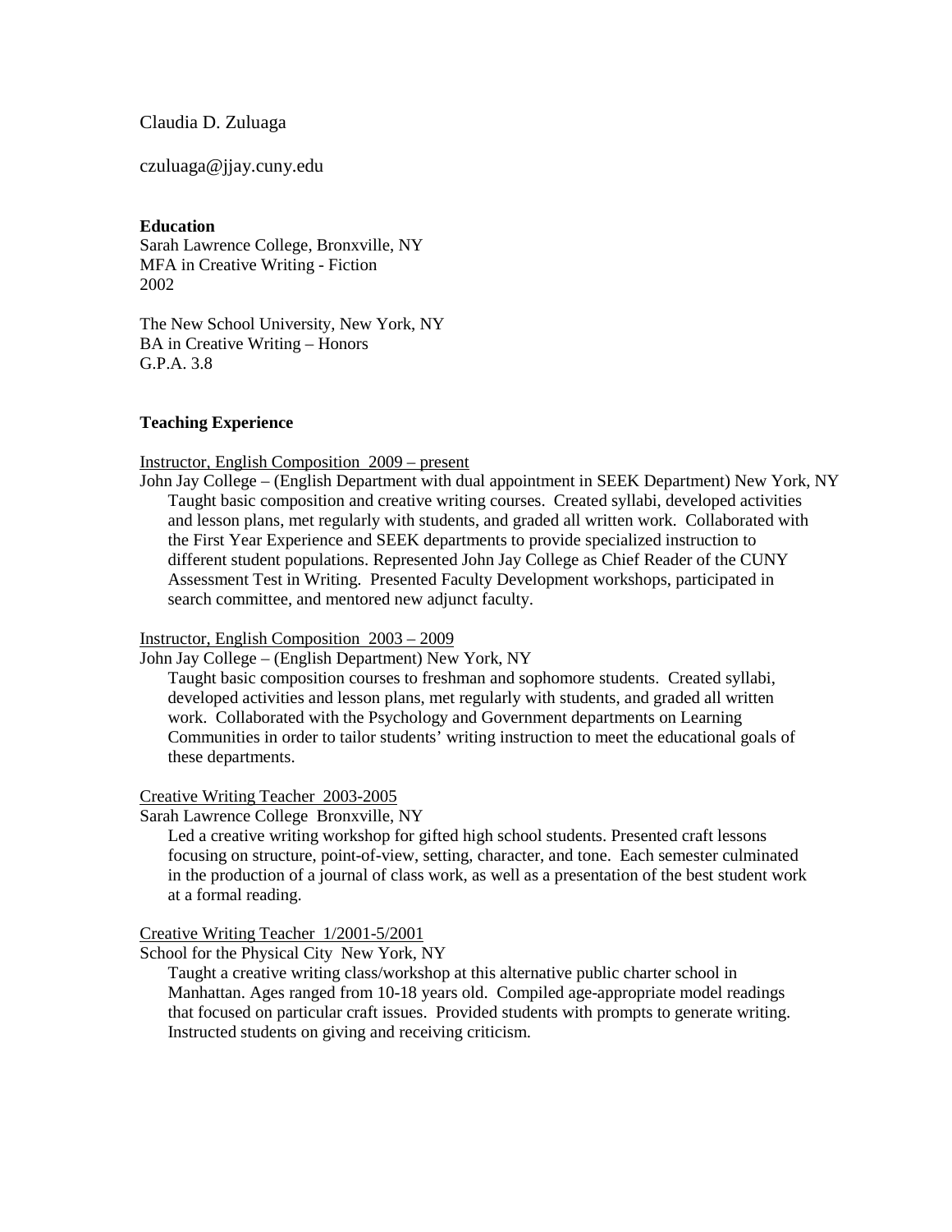Claudia D. Zuluaga

czuluaga@jjay.cuny.edu

## Education

Sarah Lawrence College, Bronxville, NY
MFA in Creative Writing - Fiction
2002

The New School University, New York, NY
BA in Creative Writing – Honors
G.P.A. 3.8

## Teaching Experience

Instructor, English Composition  2009 – present

John Jay College – (English Department with dual appointment in SEEK Department) New York, NY

Taught basic composition and creative writing courses.  Created syllabi, developed activities and lesson plans, met regularly with students, and graded all written work.  Collaborated with the First Year Experience and SEEK departments to provide specialized instruction to different student populations. Represented John Jay College as Chief Reader of the CUNY Assessment Test in Writing.  Presented Faculty Development workshops, participated in search committee, and mentored new adjunct faculty.

Instructor, English Composition  2003 – 2009

John Jay College – (English Department) New York, NY

Taught basic composition courses to freshman and sophomore students.  Created syllabi, developed activities and lesson plans, met regularly with students, and graded all written work.  Collaborated with the Psychology and Government departments on Learning Communities in order to tailor students' writing instruction to meet the educational goals of these departments.

Creative Writing Teacher  2003-2005

Sarah Lawrence College  Bronxville, NY

Led a creative writing workshop for gifted high school students. Presented craft lessons focusing on structure, point-of-view, setting, character, and tone.  Each semester culminated in the production of a journal of class work, as well as a presentation of the best student work at a formal reading.

Creative Writing Teacher  1/2001-5/2001

School for the Physical City  New York, NY

Taught a creative writing class/workshop at this alternative public charter school in Manhattan. Ages ranged from 10-18 years old.  Compiled age-appropriate model readings that focused on particular craft issues.  Provided students with prompts to generate writing.  Instructed students on giving and receiving criticism.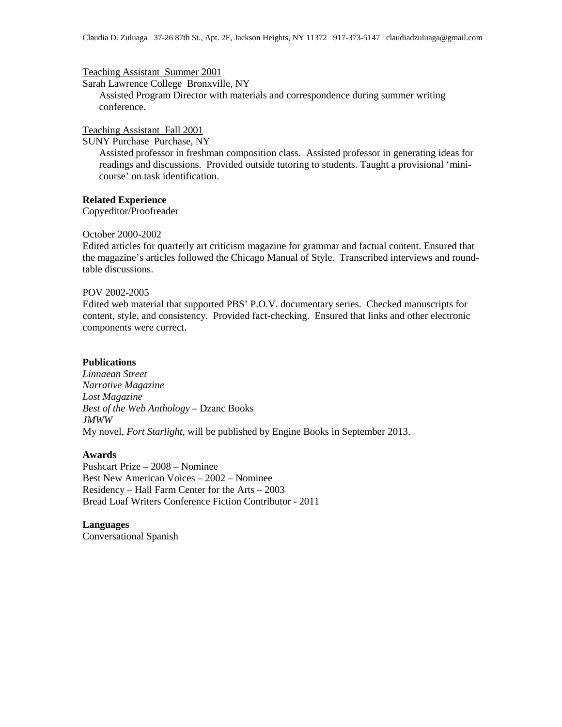Claudia D. Zuluaga 37-26 87th St., Apt. 2F, Jackson Heights, NY 11372 917-373-5147 claudiadzuluaga@gmail.com

Teaching Assistant Summer 2001

Sarah Lawrence College Bronxville, NY

Assisted Program Director with materials and correspondence during summer writing conference.

Teaching Assistant Fall 2001

SUNY Purchase Purchase, NY

Assisted professor in freshman composition class. Assisted professor in generating ideas for readings and discussions. Provided outside tutoring to students. Taught a provisional 'mini-course' on task identification.

**Related Experience**

Copyeditor/Proofreader

October 2000-2002

Edited articles for quarterly art criticism magazine for grammar and factual content. Ensured that the magazine's articles followed the Chicago Manual of Style. Transcribed interviews and round-table discussions.

POV 2002-2005

Edited web material that supported PBS' P.O.V. documentary series. Checked manuscripts for content, style, and consistency. Provided fact-checking. Ensured that links and other electronic components were correct.

**Publications**

*Linnaean Street*
*Narrative Magazine*
*Lost Magazine*
*Best of the Web Anthology* – Dzanc Books
*JMWW*
My novel, *Fort Starlight*, will be published by Engine Books in September 2013.

**Awards**

Pushcart Prize – 2008 – Nominee
Best New American Voices – 2002 – Nominee
Residency – Hall Farm Center for the Arts – 2003
Bread Loaf Writers Conference Fiction Contributor - 2011

**Languages**

Conversational Spanish